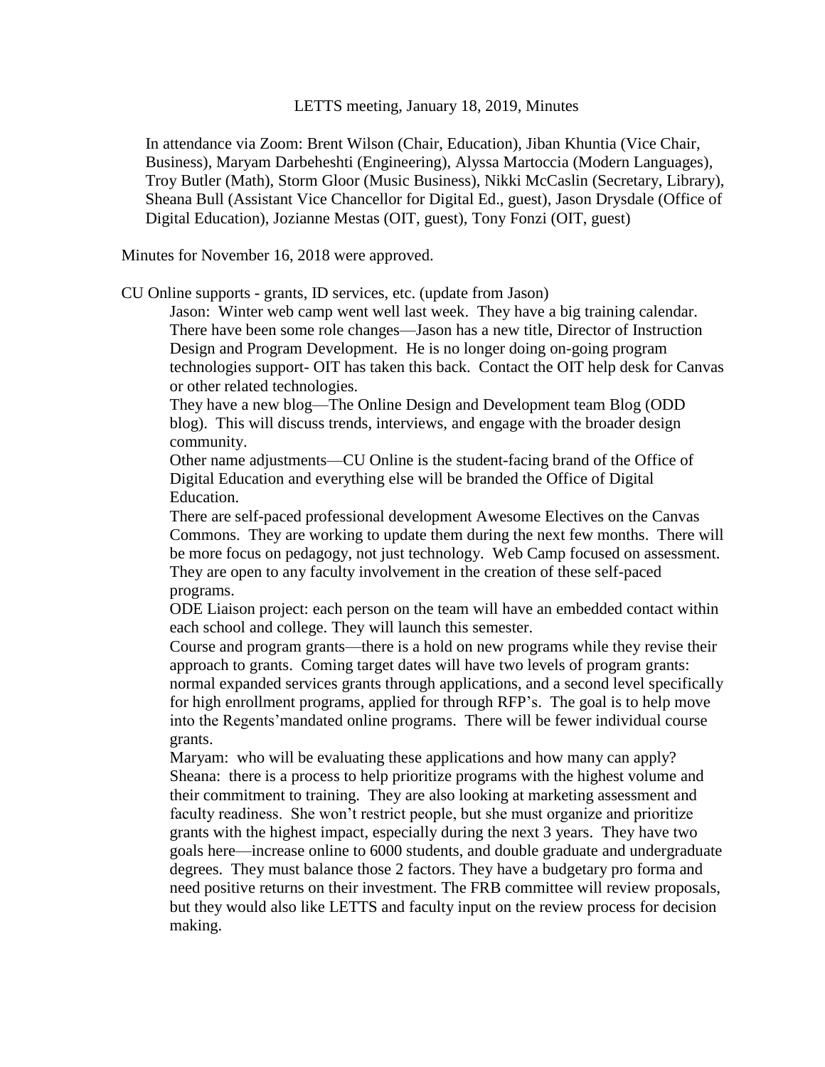# LETTS meeting, January 18, 2019, Minutes

In attendance via Zoom: Brent Wilson (Chair, Education), Jiban Khuntia (Vice Chair, Business), Maryam Darbeheshti (Engineering), Alyssa Martoccia (Modern Languages), Troy Butler (Math), Storm Gloor (Music Business), Nikki McCaslin (Secretary, Library), Sheana Bull (Assistant Vice Chancellor for Digital Ed., guest), Jason Drysdale (Office of Digital Education), Jozianne Mestas (OIT, guest), Tony Fonzi (OIT, guest)

Minutes for November 16, 2018 were approved.

CU Online supports - grants, ID services, etc. (update from Jason)

Jason: Winter web camp went well last week. They have a big training calendar. There have been some role changes—Jason has a new title, Director of Instruction Design and Program Development. He is no longer doing on-going program technologies support- OIT has taken this back. Contact the OIT help desk for Canvas or other related technologies.

They have a new blog—The Online Design and Development team Blog (ODD blog). This will discuss trends, interviews, and engage with the broader design community.

Other name adjustments—CU Online is the student-facing brand of the Office of Digital Education and everything else will be branded the Office of Digital Education.

There are self-paced professional development Awesome Electives on the Canvas Commons. They are working to update them during the next few months. There will be more focus on pedagogy, not just technology. Web Camp focused on assessment. They are open to any faculty involvement in the creation of these self-paced programs.

ODE Liaison project: each person on the team will have an embedded contact within each school and college. They will launch this semester.

Course and program grants—there is a hold on new programs while they revise their approach to grants. Coming target dates will have two levels of program grants: normal expanded services grants through applications, and a second level specifically for high enrollment programs, applied for through RFP's. The goal is to help move into the Regents'mandated online programs. There will be fewer individual course grants.

Maryam: who will be evaluating these applications and how many can apply?

Sheana: there is a process to help prioritize programs with the highest volume and their commitment to training. They are also looking at marketing assessment and faculty readiness. She won't restrict people, but she must organize and prioritize grants with the highest impact, especially during the next 3 years. They have two goals here—increase online to 6000 students, and double graduate and undergraduate degrees. They must balance those 2 factors. They have a budgetary pro forma and need positive returns on their investment. The FRB committee will review proposals, but they would also like LETTS and faculty input on the review process for decision making.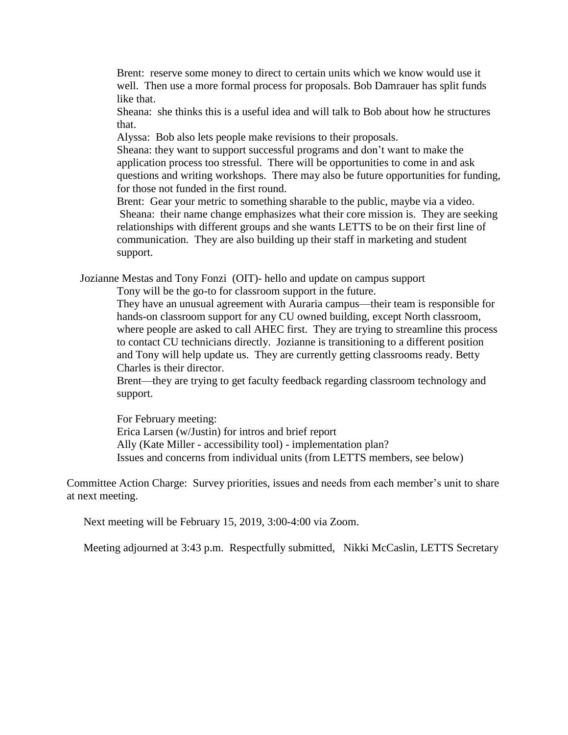Brent: reserve some money to direct to certain units which we know would use it well. Then use a more formal process for proposals. Bob Damrauer has split funds like that.

Sheana: she thinks this is a useful idea and will talk to Bob about how he structures that.

Alyssa: Bob also lets people make revisions to their proposals.

Sheana: they want to support successful programs and don't want to make the application process too stressful. There will be opportunities to come in and ask questions and writing workshops. There may also be future opportunities for funding, for those not funded in the first round.

Brent: Gear your metric to something sharable to the public, maybe via a video.

Sheana: their name change emphasizes what their core mission is. They are seeking relationships with different groups and she wants LETTS to be on their first line of communication. They are also building up their staff in marketing and student support.

Jozianne Mestas and Tony Fonzi (OIT)- hello and update on campus support

Tony will be the go-to for classroom support in the future.

They have an unusual agreement with Auraria campus—their team is responsible for hands-on classroom support for any CU owned building, except North classroom, where people are asked to call AHEC first. They are trying to streamline this process to contact CU technicians directly. Jozianne is transitioning to a different position and Tony will help update us. They are currently getting classrooms ready. Betty Charles is their director.

Brent—they are trying to get faculty feedback regarding classroom technology and support.

For February meeting:
Erica Larsen (w/Justin) for intros and brief report
Ally (Kate Miller - accessibility tool) - implementation plan?
Issues and concerns from individual units (from LETTS members, see below)

Committee Action Charge: Survey priorities, issues and needs from each member's unit to share at next meeting.

Next meeting will be February 15, 2019, 3:00-4:00 via Zoom.

Meeting adjourned at 3:43 p.m. Respectfully submitted, Nikki McCaslin, LETTS Secretary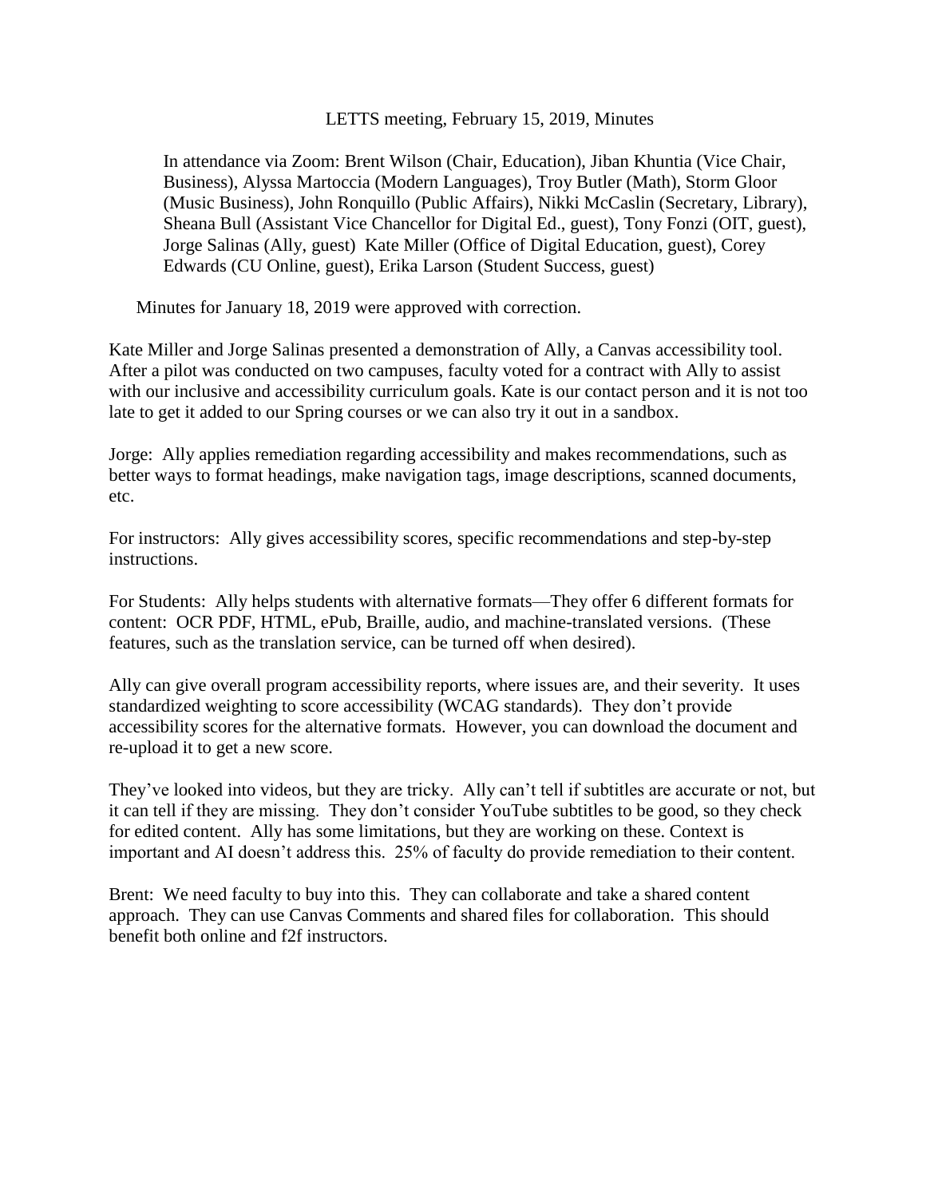LETTS meeting, February 15, 2019, Minutes

In attendance via Zoom: Brent Wilson (Chair, Education), Jiban Khuntia (Vice Chair, Business), Alyssa Martoccia (Modern Languages), Troy Butler (Math), Storm Gloor (Music Business), John Ronquillo (Public Affairs), Nikki McCaslin (Secretary, Library), Sheana Bull (Assistant Vice Chancellor for Digital Ed., guest), Tony Fonzi (OIT, guest), Jorge Salinas (Ally, guest) Kate Miller (Office of Digital Education, guest), Corey Edwards (CU Online, guest), Erika Larson (Student Success, guest)

Minutes for January 18, 2019 were approved with correction.

Kate Miller and Jorge Salinas presented a demonstration of Ally, a Canvas accessibility tool. After a pilot was conducted on two campuses, faculty voted for a contract with Ally to assist with our inclusive and accessibility curriculum goals. Kate is our contact person and it is not too late to get it added to our Spring courses or we can also try it out in a sandbox.

Jorge: Ally applies remediation regarding accessibility and makes recommendations, such as better ways to format headings, make navigation tags, image descriptions, scanned documents, etc.

For instructors: Ally gives accessibility scores, specific recommendations and step-by-step instructions.

For Students: Ally helps students with alternative formats—They offer 6 different formats for content: OCR PDF, HTML, ePub, Braille, audio, and machine-translated versions. (These features, such as the translation service, can be turned off when desired).

Ally can give overall program accessibility reports, where issues are, and their severity. It uses standardized weighting to score accessibility (WCAG standards). They don't provide accessibility scores for the alternative formats. However, you can download the document and re-upload it to get a new score.

They've looked into videos, but they are tricky. Ally can't tell if subtitles are accurate or not, but it can tell if they are missing. They don't consider YouTube subtitles to be good, so they check for edited content. Ally has some limitations, but they are working on these. Context is important and AI doesn't address this. 25% of faculty do provide remediation to their content.

Brent: We need faculty to buy into this. They can collaborate and take a shared content approach. They can use Canvas Comments and shared files for collaboration. This should benefit both online and f2f instructors.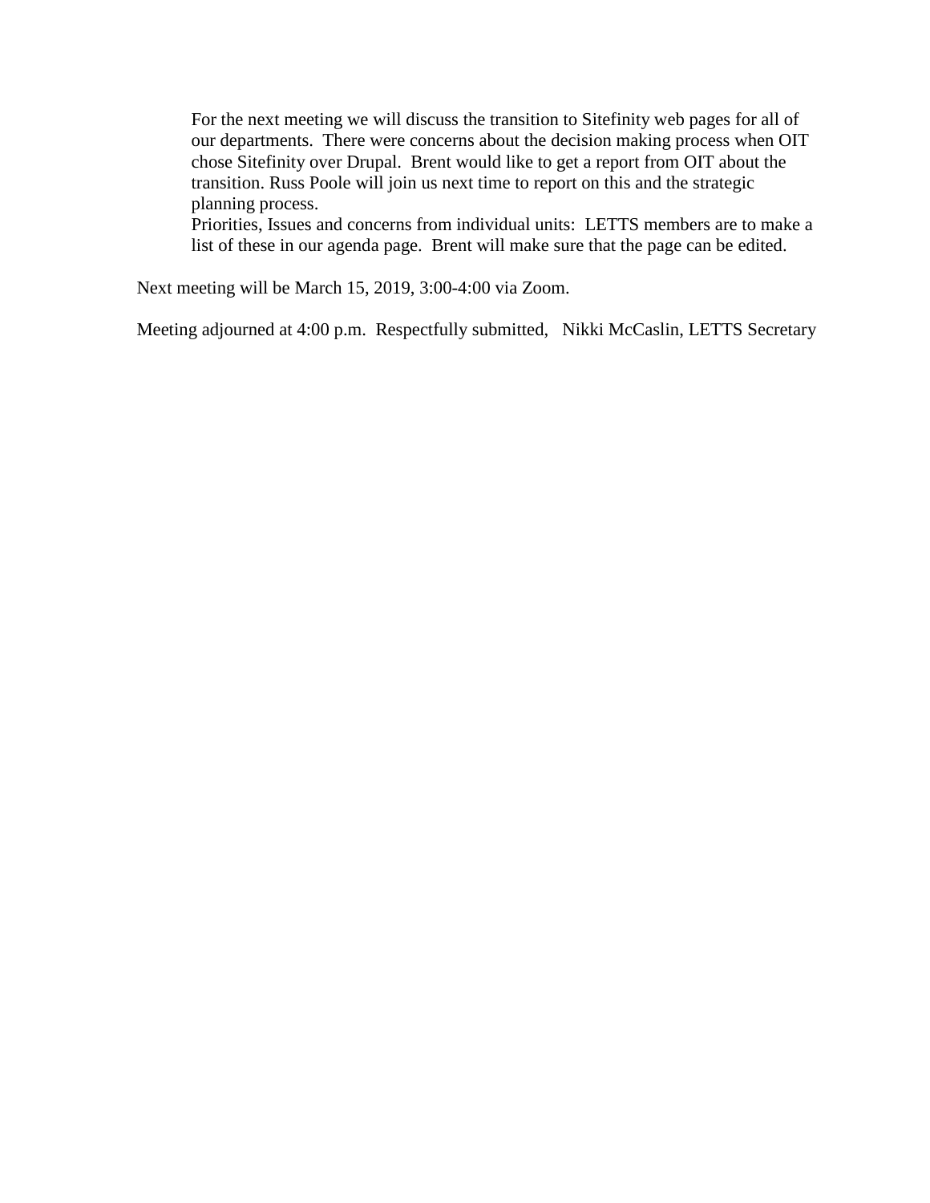For the next meeting we will discuss the transition to Sitefinity web pages for all of our departments. There were concerns about the decision making process when OIT chose Sitefinity over Drupal. Brent would like to get a report from OIT about the transition. Russ Poole will join us next time to report on this and the strategic planning process.

Priorities, Issues and concerns from individual units: LETTS members are to make a list of these in our agenda page. Brent will make sure that the page can be edited.

Next meeting will be March 15, 2019, 3:00-4:00 via Zoom.

Meeting adjourned at 4:00 p.m. Respectfully submitted, Nikki McCaslin, LETTS Secretary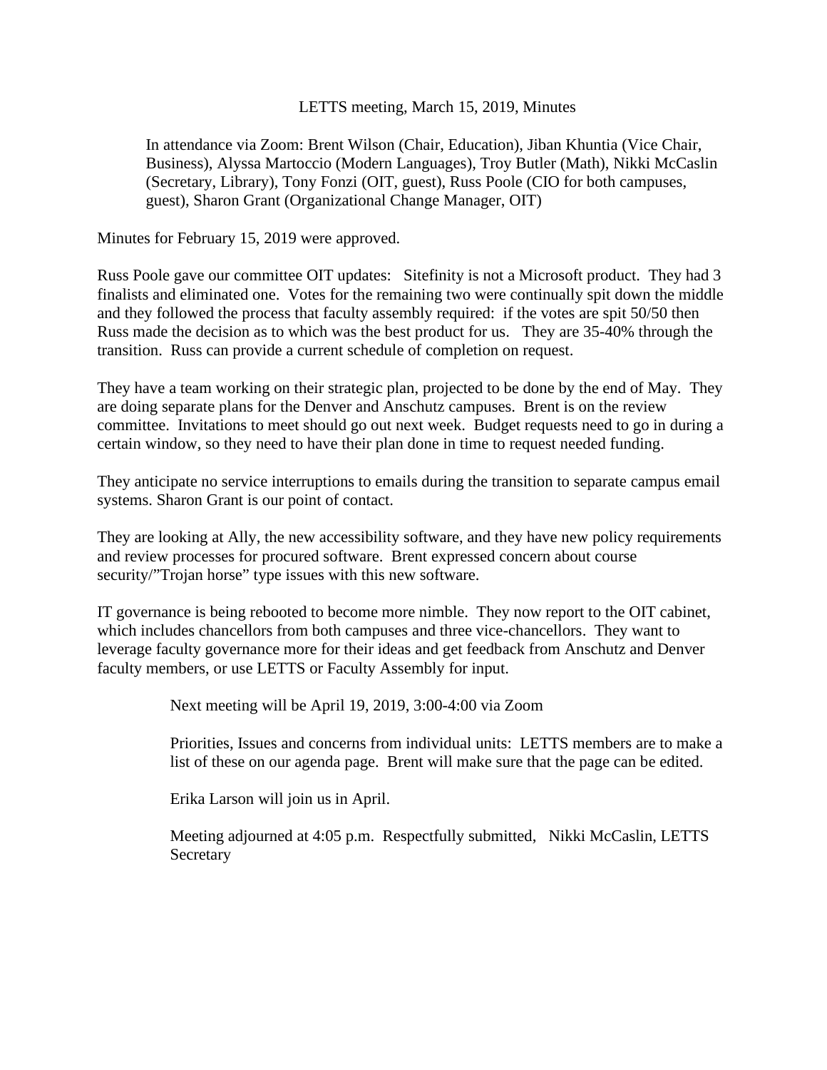LETTS meeting, March 15, 2019, Minutes

In attendance via Zoom: Brent Wilson (Chair, Education), Jiban Khuntia (Vice Chair, Business), Alyssa Martoccio (Modern Languages), Troy Butler (Math), Nikki McCaslin (Secretary, Library), Tony Fonzi (OIT, guest), Russ Poole (CIO for both campuses, guest), Sharon Grant (Organizational Change Manager, OIT)

Minutes for February 15, 2019 were approved.

Russ Poole gave our committee OIT updates: Sitefinity is not a Microsoft product. They had 3 finalists and eliminated one. Votes for the remaining two were continually spit down the middle and they followed the process that faculty assembly required: if the votes are spit 50/50 then Russ made the decision as to which was the best product for us. They are 35-40% through the transition. Russ can provide a current schedule of completion on request.

They have a team working on their strategic plan, projected to be done by the end of May. They are doing separate plans for the Denver and Anschutz campuses. Brent is on the review committee. Invitations to meet should go out next week. Budget requests need to go in during a certain window, so they need to have their plan done in time to request needed funding.

They anticipate no service interruptions to emails during the transition to separate campus email systems. Sharon Grant is our point of contact.

They are looking at Ally, the new accessibility software, and they have new policy requirements and review processes for procured software. Brent expressed concern about course security/"Trojan horse" type issues with this new software.

IT governance is being rebooted to become more nimble. They now report to the OIT cabinet, which includes chancellors from both campuses and three vice-chancellors. They want to leverage faculty governance more for their ideas and get feedback from Anschutz and Denver faculty members, or use LETTS or Faculty Assembly for input.

Next meeting will be April 19, 2019, 3:00-4:00 via Zoom

Priorities, Issues and concerns from individual units: LETTS members are to make a list of these on our agenda page. Brent will make sure that the page can be edited.

Erika Larson will join us in April.

Meeting adjourned at 4:05 p.m. Respectfully submitted, Nikki McCaslin, LETTS Secretary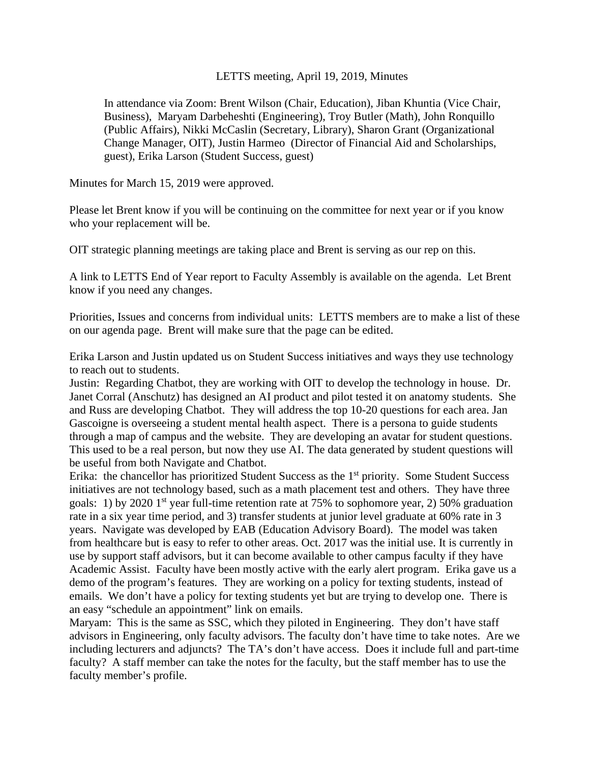LETTS meeting, April 19, 2019, Minutes

> In attendance via Zoom: Brent Wilson (Chair, Education), Jiban Khuntia (Vice Chair, Business), Maryam Darbeheshti (Engineering), Troy Butler (Math), John Ronquillo (Public Affairs), Nikki McCaslin (Secretary, Library), Sharon Grant (Organizational Change Manager, OIT), Justin Harmeo (Director of Financial Aid and Scholarships, guest), Erika Larson (Student Success, guest)

Minutes for March 15, 2019 were approved.

Please let Brent know if you will be continuing on the committee for next year or if you know who your replacement will be.

OIT strategic planning meetings are taking place and Brent is serving as our rep on this.

A link to LETTS End of Year report to Faculty Assembly is available on the agenda. Let Brent know if you need any changes.

Priorities, Issues and concerns from individual units: LETTS members are to make a list of these on our agenda page. Brent will make sure that the page can be edited.

Erika Larson and Justin updated us on Student Success initiatives and ways they use technology to reach out to students.

Justin: Regarding Chatbot, they are working with OIT to develop the technology in house. Dr. Janet Corral (Anschutz) has designed an AI product and pilot tested it on anatomy students. She and Russ are developing Chatbot. They will address the top 10-20 questions for each area. Jan Gascoigne is overseeing a student mental health aspect. There is a persona to guide students through a map of campus and the website. They are developing an avatar for student questions. This used to be a real person, but now they use AI. The data generated by student questions will be useful from both Navigate and Chatbot.

Erika: the chancellor has prioritized Student Success as the 1st priority. Some Student Success initiatives are not technology based, such as a math placement test and others. They have three goals: 1) by 2020 1st year full-time retention rate at 75% to sophomore year, 2) 50% graduation rate in a six year time period, and 3) transfer students at junior level graduate at 60% rate in 3 years. Navigate was developed by EAB (Education Advisory Board). The model was taken from healthcare but is easy to refer to other areas. Oct. 2017 was the initial use. It is currently in use by support staff advisors, but it can become available to other campus faculty if they have Academic Assist. Faculty have been mostly active with the early alert program. Erika gave us a demo of the program's features. They are working on a policy for texting students, instead of emails. We don't have a policy for texting students yet but are trying to develop one. There is an easy "schedule an appointment" link on emails.

Maryam: This is the same as SSC, which they piloted in Engineering. They don't have staff advisors in Engineering, only faculty advisors. The faculty don't have time to take notes. Are we including lecturers and adjuncts? The TA's don't have access. Does it include full and part-time faculty? A staff member can take the notes for the faculty, but the staff member has to use the faculty member's profile.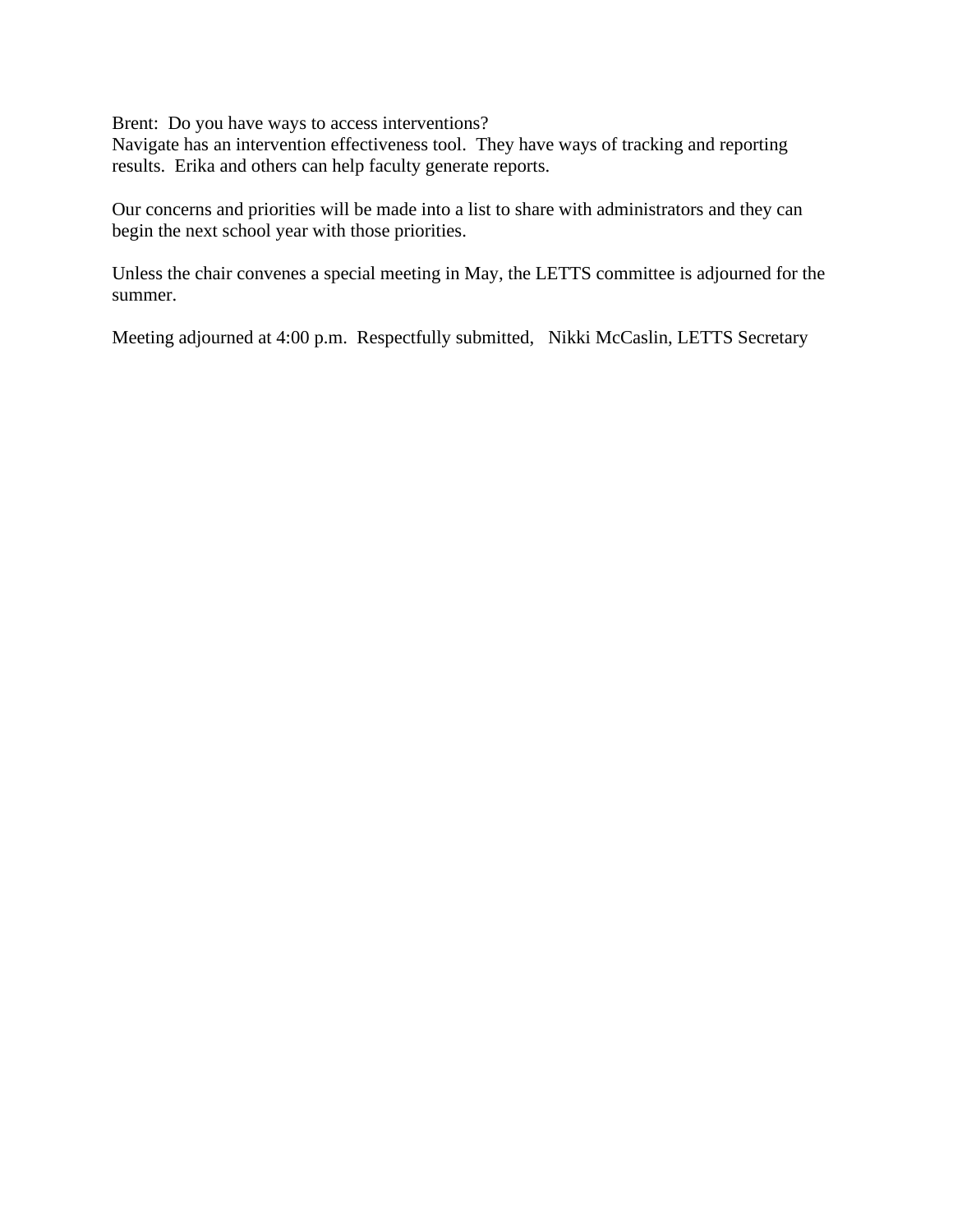Brent: Do you have ways to access interventions?
Navigate has an intervention effectiveness tool. They have ways of tracking and reporting results. Erika and others can help faculty generate reports.

Our concerns and priorities will be made into a list to share with administrators and they can begin the next school year with those priorities.

Unless the chair convenes a special meeting in May, the LETTS committee is adjourned for the summer.

Meeting adjourned at 4:00 p.m. Respectfully submitted, Nikki McCaslin, LETTS Secretary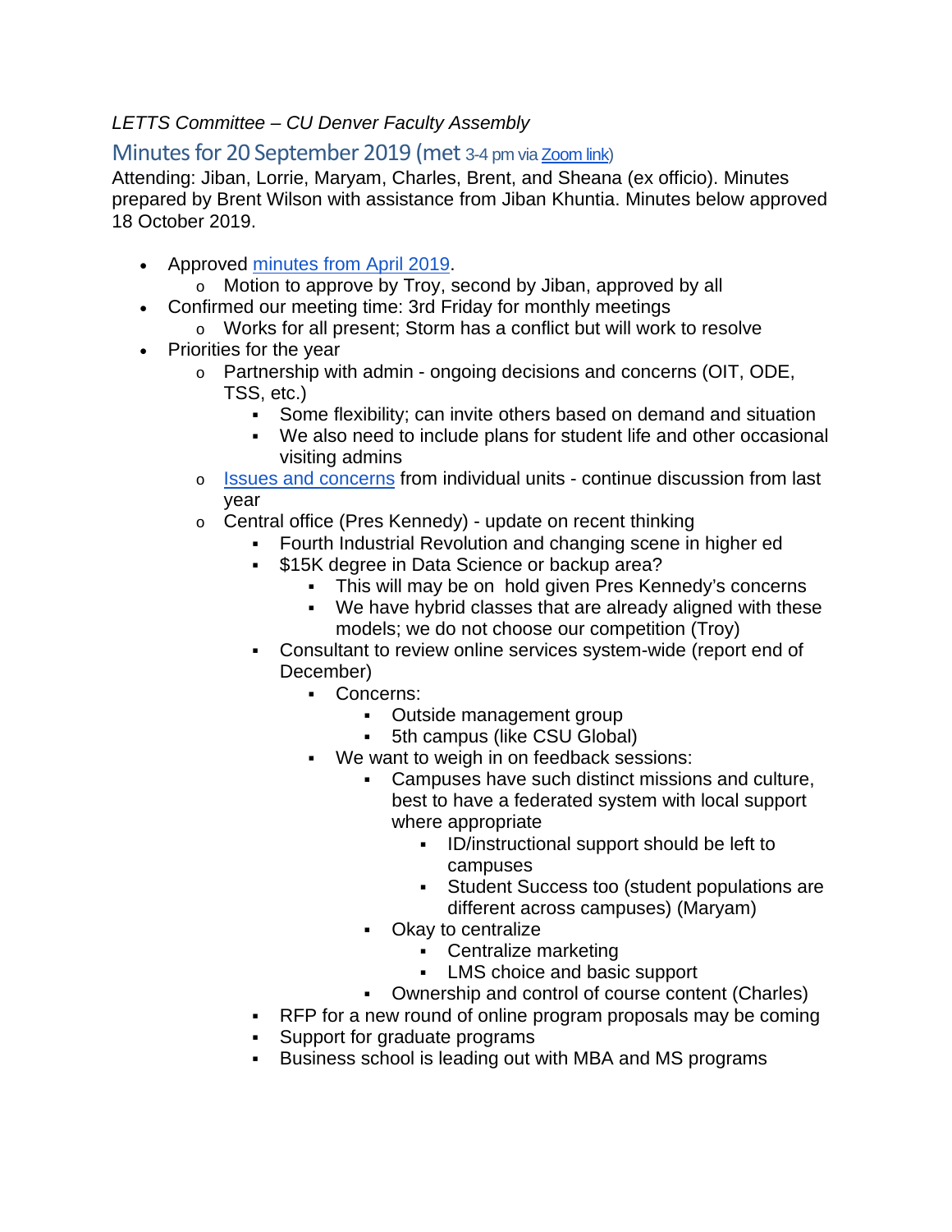*LETTS Committee – CU Denver Faculty Assembly*

## Minutes for 20 September 2019 (met 3-4 pm via [Zoom link])

Attending: Jiban, Lorrie, Maryam, Charles, Brent, and Sheana (ex officio). Minutes prepared by Brent Wilson with assistance from Jiban Khuntia. Minutes below approved 18 October 2019.

- Approved [minutes from April 2019].
  - Motion to approve by Troy, second by Jiban, approved by all
- Confirmed our meeting time: 3rd Friday for monthly meetings
  - Works for all present; Storm has a conflict but will work to resolve
- Priorities for the year
  - Partnership with admin - ongoing decisions and concerns (OIT, ODE, TSS, etc.)
    - Some flexibility; can invite others based on demand and situation
    - We also need to include plans for student life and other occasional visiting admins
  - [Issues and concerns] from individual units - continue discussion from last year
  - Central office (Pres Kennedy) - update on recent thinking
    - Fourth Industrial Revolution and changing scene in higher ed
    - $15K degree in Data Science or backup area?
      - This will may be on  hold given Pres Kennedy's concerns
      - We have hybrid classes that are already aligned with these models; we do not choose our competition (Troy)
    - Consultant to review online services system-wide (report end of December)
      - Concerns:
        - Outside management group
        - 5th campus (like CSU Global)
      - We want to weigh in on feedback sessions:
        - Campuses have such distinct missions and culture, best to have a federated system with local support where appropriate
          - ID/instructional support should be left to campuses
          - Student Success too (student populations are different across campuses) (Maryam)
        - Okay to centralize
          - Centralize marketing
          - LMS choice and basic support
        - Ownership and control of course content (Charles)
    - RFP for a new round of online program proposals may be coming
    - Support for graduate programs
    - Business school is leading out with MBA and MS programs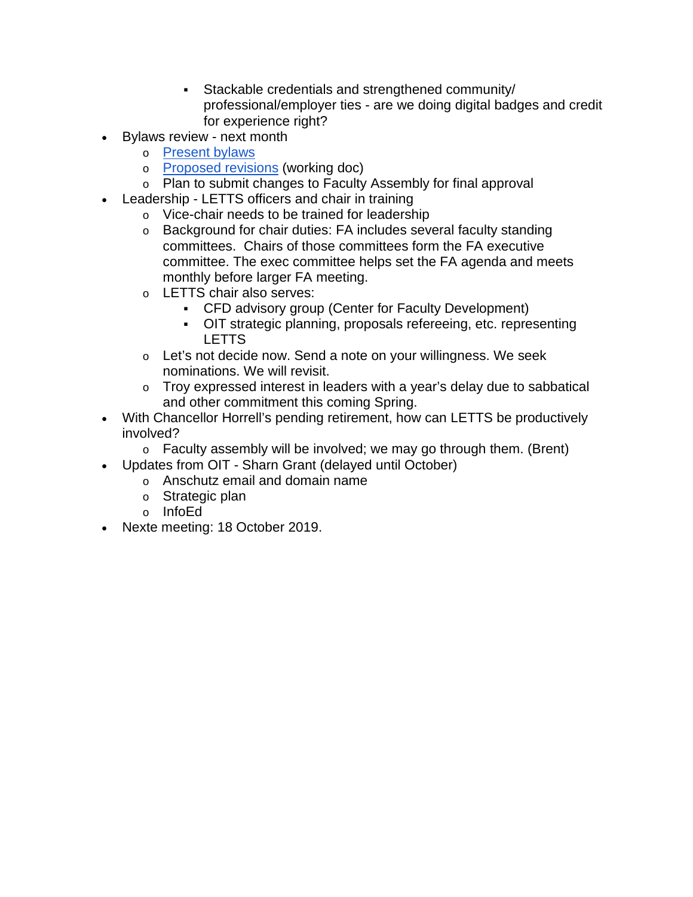- Stackable credentials and strengthened community/ professional/employer ties - are we doing digital badges and credit for experience right?
- Bylaws review - next month
    - Present bylaws
    - Proposed revisions (working doc)
    - Plan to submit changes to Faculty Assembly for final approval
- Leadership - LETTS officers and chair in training
    - Vice-chair needs to be trained for leadership
    - Background for chair duties: FA includes several faculty standing committees. Chairs of those committees form the FA executive committee. The exec committee helps set the FA agenda and meets monthly before larger FA meeting.
    - LETTS chair also serves:
        - CFD advisory group (Center for Faculty Development)
        - OIT strategic planning, proposals refereeing, etc. representing LETTS
    - Let's not decide now. Send a note on your willingness. We seek nominations. We will revisit.
    - Troy expressed interest in leaders with a year's delay due to sabbatical and other commitment this coming Spring.
- With Chancellor Horrell's pending retirement, how can LETTS be productively involved?
    - Faculty assembly will be involved; we may go through them. (Brent)
- Updates from OIT - Sharn Grant (delayed until October)
    - Anschutz email and domain name
    - Strategic plan
    - InfoEd
- Nexte meeting: 18 October 2019.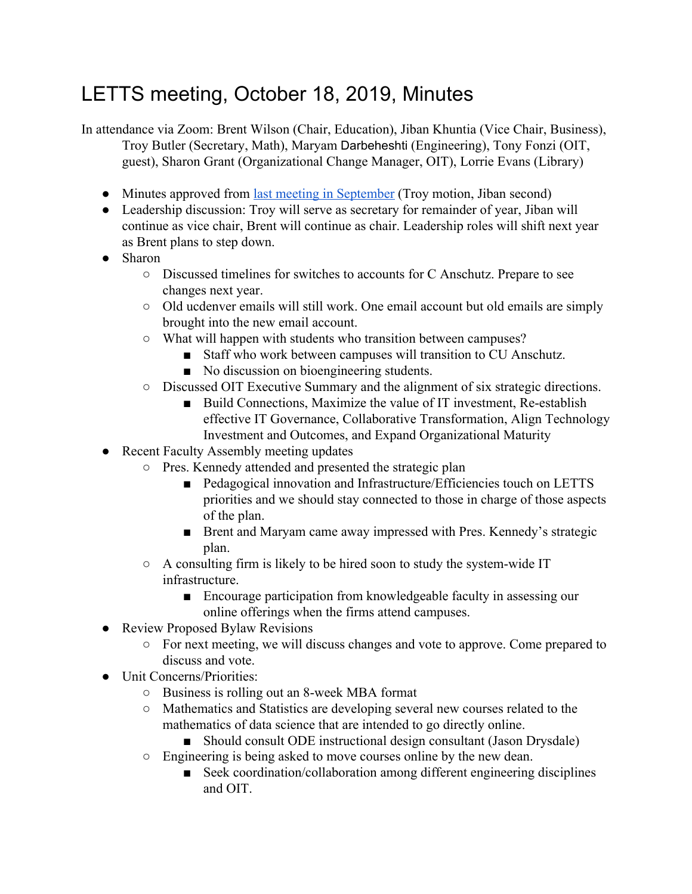# LETTS meeting, October 18, 2019, Minutes

In attendance via Zoom: Brent Wilson (Chair, Education), Jiban Khuntia (Vice Chair, Business), Troy Butler (Secretary, Math), Maryam Darbeheshti (Engineering), Tony Fonzi (OIT, guest), Sharon Grant (Organizational Change Manager, OIT), Lorrie Evans (Library)

- Minutes approved from last meeting in September (Troy motion, Jiban second)
- Leadership discussion: Troy will serve as secretary for remainder of year, Jiban will continue as vice chair, Brent will continue as chair. Leadership roles will shift next year as Brent plans to step down.
- Sharon
    - Discussed timelines for switches to accounts for C Anschutz. Prepare to see changes next year.
    - Old ucdenver emails will still work. One email account but old emails are simply brought into the new email account.
    - What will happen with students who transition between campuses?
        - Staff who work between campuses will transition to CU Anschutz.
        - No discussion on bioengineering students.
    - Discussed OIT Executive Summary and the alignment of six strategic directions.
        - Build Connections, Maximize the value of IT investment, Re-establish effective IT Governance, Collaborative Transformation, Align Technology Investment and Outcomes, and Expand Organizational Maturity
- Recent Faculty Assembly meeting updates
    - Pres. Kennedy attended and presented the strategic plan
        - Pedagogical innovation and Infrastructure/Efficiencies touch on LETTS priorities and we should stay connected to those in charge of those aspects of the plan.
        - Brent and Maryam came away impressed with Pres. Kennedy's strategic plan.
    - A consulting firm is likely to be hired soon to study the system-wide IT infrastructure.
        - Encourage participation from knowledgeable faculty in assessing our online offerings when the firms attend campuses.
- Review Proposed Bylaw Revisions
    - For next meeting, we will discuss changes and vote to approve. Come prepared to discuss and vote.
- Unit Concerns/Priorities:
    - Business is rolling out an 8-week MBA format
    - Mathematics and Statistics are developing several new courses related to the mathematics of data science that are intended to go directly online.
        - Should consult ODE instructional design consultant (Jason Drysdale)
    - Engineering is being asked to move courses online by the new dean.
        - Seek coordination/collaboration among different engineering disciplines and OIT.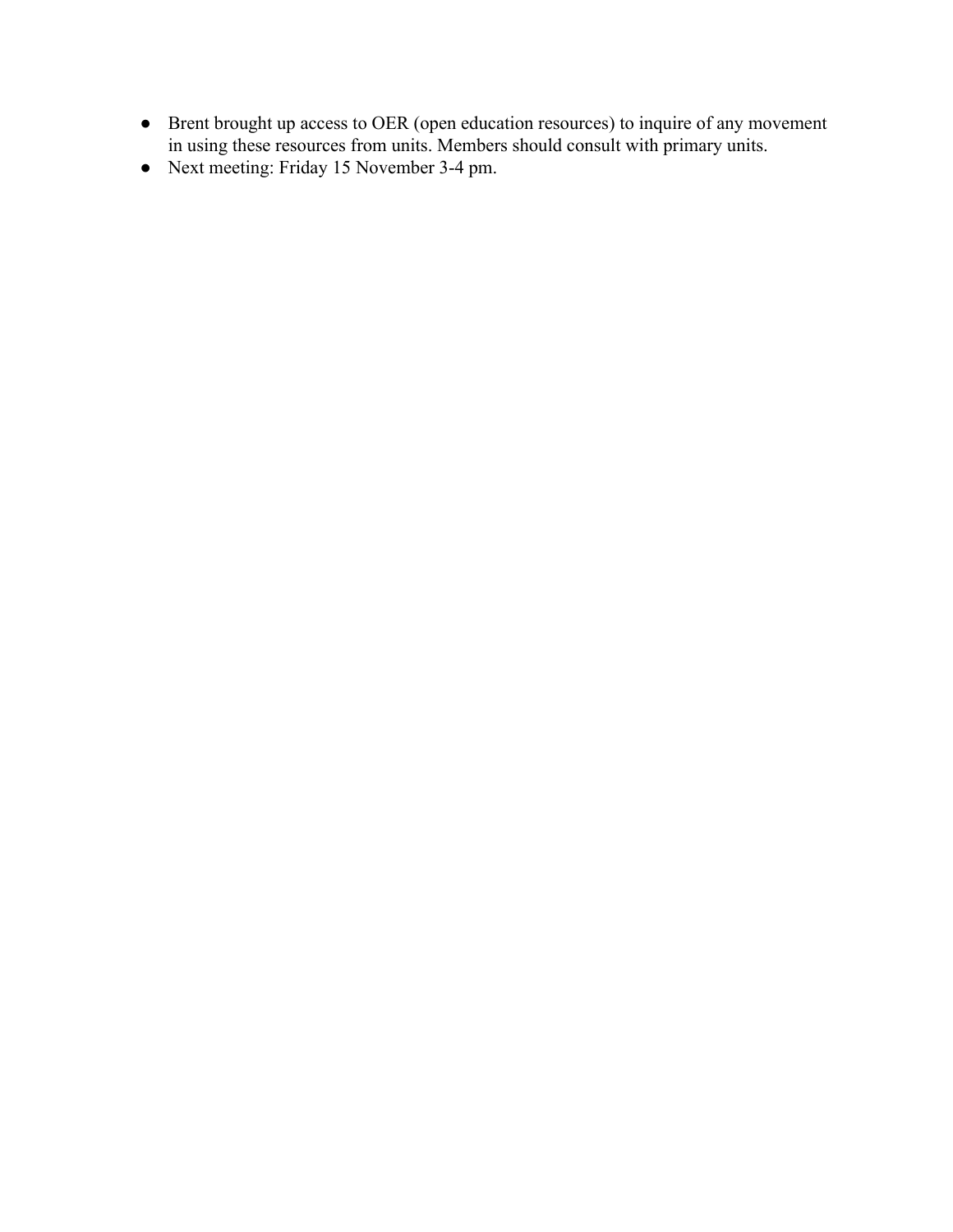- Brent brought up access to OER (open education resources) to inquire of any movement in using these resources from units. Members should consult with primary units.
- Next meeting: Friday 15 November 3-4 pm.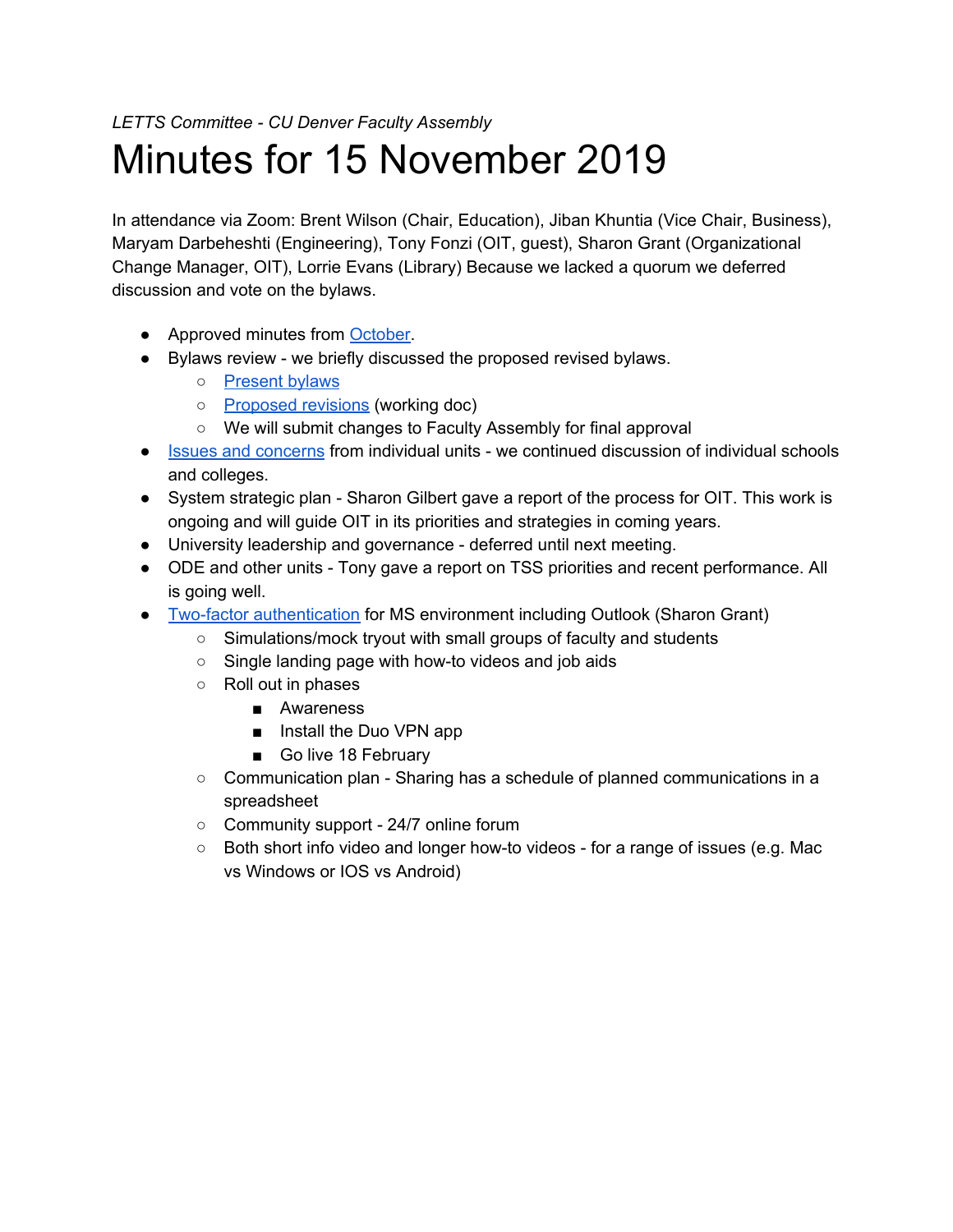*LETTS Committee - CU Denver Faculty Assembly*

# Minutes for 15 November 2019

In attendance via Zoom: Brent Wilson (Chair, Education), Jiban Khuntia (Vice Chair, Business), Maryam Darbeheshti (Engineering), Tony Fonzi (OIT, guest), Sharon Grant (Organizational Change Manager, OIT), Lorrie Evans (Library) Because we lacked a quorum we deferred discussion and vote on the bylaws.

- Approved minutes from October.
- Bylaws review - we briefly discussed the proposed revised bylaws.
  - Present bylaws
  - Proposed revisions (working doc)
  - We will submit changes to Faculty Assembly for final approval
- Issues and concerns from individual units - we continued discussion of individual schools and colleges.
- System strategic plan - Sharon Gilbert gave a report of the process for OIT. This work is ongoing and will guide OIT in its priorities and strategies in coming years.
- University leadership and governance - deferred until next meeting.
- ODE and other units - Tony gave a report on TSS priorities and recent performance. All is going well.
- Two-factor authentication for MS environment including Outlook (Sharon Grant)
  - Simulations/mock tryout with small groups of faculty and students
  - Single landing page with how-to videos and job aids
  - Roll out in phases
    - Awareness
    - Install the Duo VPN app
    - Go live 18 February
  - Communication plan - Sharing has a schedule of planned communications in a spreadsheet
  - Community support - 24/7 online forum
  - Both short info video and longer how-to videos - for a range of issues (e.g. Mac vs Windows or IOS vs Android)